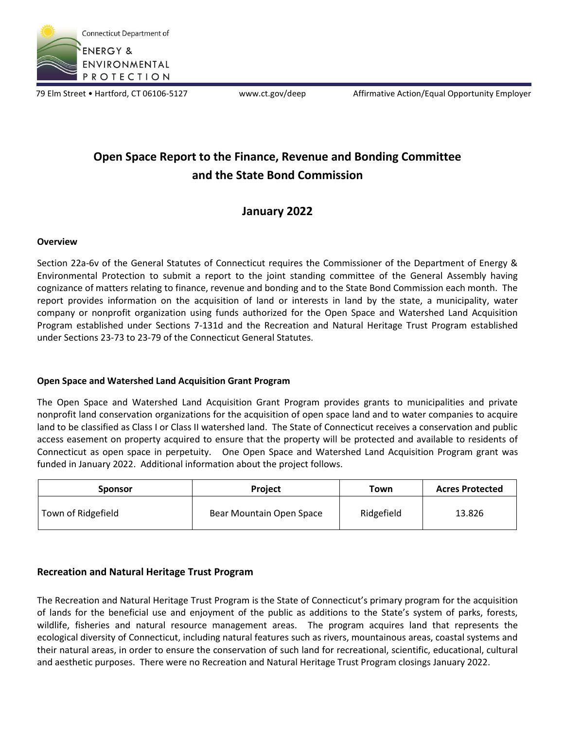Connecticut Department of

ENERGY & ENVIRONMENTAL PROTECTION

79 Elm Street • Hartford, CT 06106-5127 www.ct.gov/deep Affirmative Action/Equal Opportunity Employer

# Open Space Report to the Finance, Revenue and Bonding Committee and the State Bond Commission

## January 2022

**Overview**

Section 22a-6v of the General Statutes of Connecticut requires the Commissioner of the Department of Energy & Environmental Protection to submit a report to the joint standing committee of the General Assembly having cognizance of matters relating to finance, revenue and bonding and to the State Bond Commission each month. The report provides information on the acquisition of land or interests in land by the state, a municipality, water company or nonprofit organization using funds authorized for the Open Space and Watershed Land Acquisition Program established under Sections 7-131d and the Recreation and Natural Heritage Trust Program established under Sections 23-73 to 23-79 of the Connecticut General Statutes.

**Open Space and Watershed Land Acquisition Grant Program**

The Open Space and Watershed Land Acquisition Grant Program provides grants to municipalities and private nonprofit land conservation organizations for the acquisition of open space land and to water companies to acquire land to be classified as Class I or Class II watershed land. The State of Connecticut receives a conservation and public access easement on property acquired to ensure that the property will be protected and available to residents of Connecticut as open space in perpetuity. One Open Space and Watershed Land Acquisition Program grant was funded in January 2022. Additional information about the project follows.

| Sponsor | Project | Town | Acres Protected |
|---|---|---|---|
| Town of Ridgefield | Bear Mountain Open Space | Ridgefield | 13.826 |

### Recreation and Natural Heritage Trust Program

The Recreation and Natural Heritage Trust Program is the State of Connecticut's primary program for the acquisition of lands for the beneficial use and enjoyment of the public as additions to the State's system of parks, forests, wildlife, fisheries and natural resource management areas. The program acquires land that represents the ecological diversity of Connecticut, including natural features such as rivers, mountainous areas, coastal systems and their natural areas, in order to ensure the conservation of such land for recreational, scientific, educational, cultural and aesthetic purposes. There were no Recreation and Natural Heritage Trust Program closings January 2022.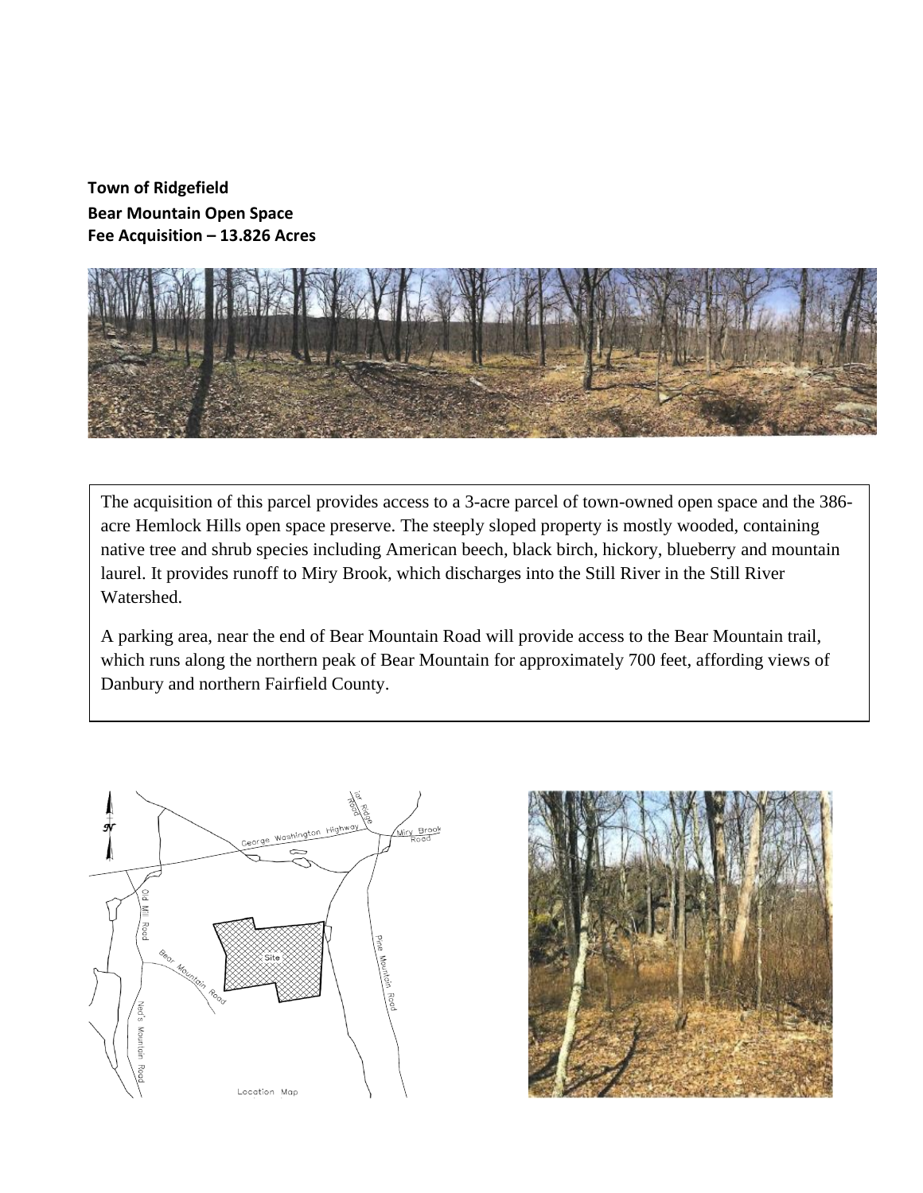**Town of Ridgefield**
**Bear Mountain Open Space**
**Fee Acquisition – 13.826 Acres**

The acquisition of this parcel provides access to a 3-acre parcel of town-owned open space and the 386-acre Hemlock Hills open space preserve. The steeply sloped property is mostly wooded, containing native tree and shrub species including American beech, black birch, hickory, blueberry and mountain laurel. It provides runoff to Miry Brook, which discharges into the Still River in the Still River Watershed.

A parking area, near the end of Bear Mountain Road will provide access to the Bear Mountain trail, which runs along the northern peak of Bear Mountain for approximately 700 feet, affording views of Danbury and northern Fairfield County.

N

George Washington Highway

Miry Brook Road

Old Mill Road

Bear Mountain Road

Site

Pine Mountain Road

Ned's Mountain Road

Location Map